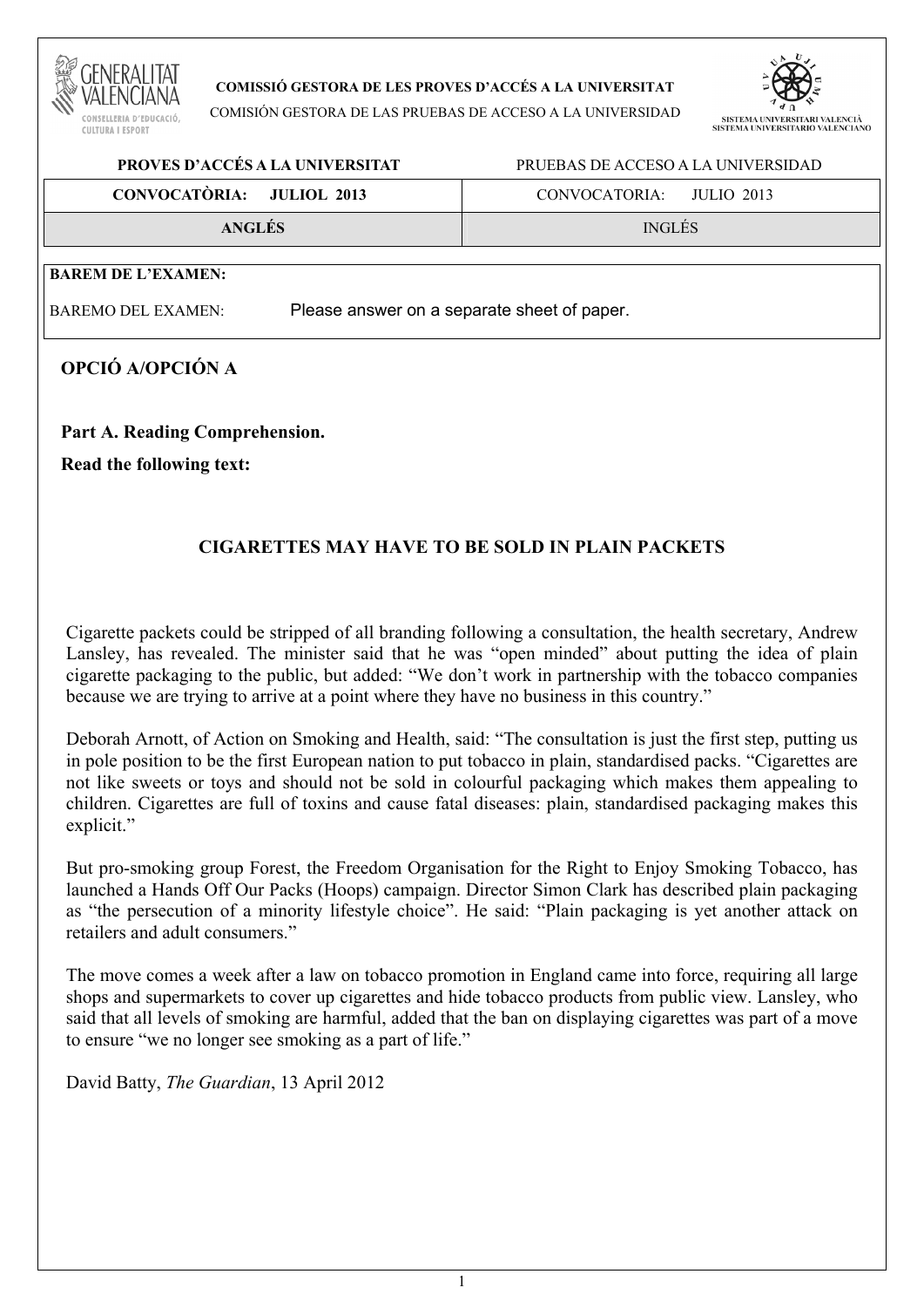**COMISSIÓ GESTORA DE LES PROVES D'ACCÉS A LA UNIVERSITAT**
COMISIÓN GESTORA DE LAS PRUEBAS DE ACCESO A LA UNIVERSIDAD

| **PROVES D'ACCÉS A LA UNIVERSITAT** | PRUEBAS DE ACCESO A LA UNIVERSIDAD |
|---|---|
| **CONVOCATÒRIA: JULIOL 2013** | CONVOCATORIA: JULIO 2013 |
| **ANGLÉS** | INGLÉS |

**BAREM DE L'EXAMEN:**

BAREMO DEL EXAMEN: Please answer on a separate sheet of paper.

## OPCIÓ A/OPCIÓN A

### Part A. Reading Comprehension.

**Read the following text:**

### CIGARETTES MAY HAVE TO BE SOLD IN PLAIN PACKETS

Cigarette packets could be stripped of all branding following a consultation, the health secretary, Andrew Lansley, has revealed. The minister said that he was "open minded" about putting the idea of plain cigarette packaging to the public, but added: "We don't work in partnership with the tobacco companies because we are trying to arrive at a point where they have no business in this country."

Deborah Arnott, of Action on Smoking and Health, said: "The consultation is just the first step, putting us in pole position to be the first European nation to put tobacco in plain, standardised packs. "Cigarettes are not like sweets or toys and should not be sold in colourful packaging which makes them appealing to children. Cigarettes are full of toxins and cause fatal diseases: plain, standardised packaging makes this explicit."

But pro-smoking group Forest, the Freedom Organisation for the Right to Enjoy Smoking Tobacco, has launched a Hands Off Our Packs (Hoops) campaign. Director Simon Clark has described plain packaging as "the persecution of a minority lifestyle choice". He said: "Plain packaging is yet another attack on retailers and adult consumers."

The move comes a week after a law on tobacco promotion in England came into force, requiring all large shops and supermarkets to cover up cigarettes and hide tobacco products from public view. Lansley, who said that all levels of smoking are harmful, added that the ban on displaying cigarettes was part of a move to ensure "we no longer see smoking as a part of life."

David Batty, *The Guardian*, 13 April 2012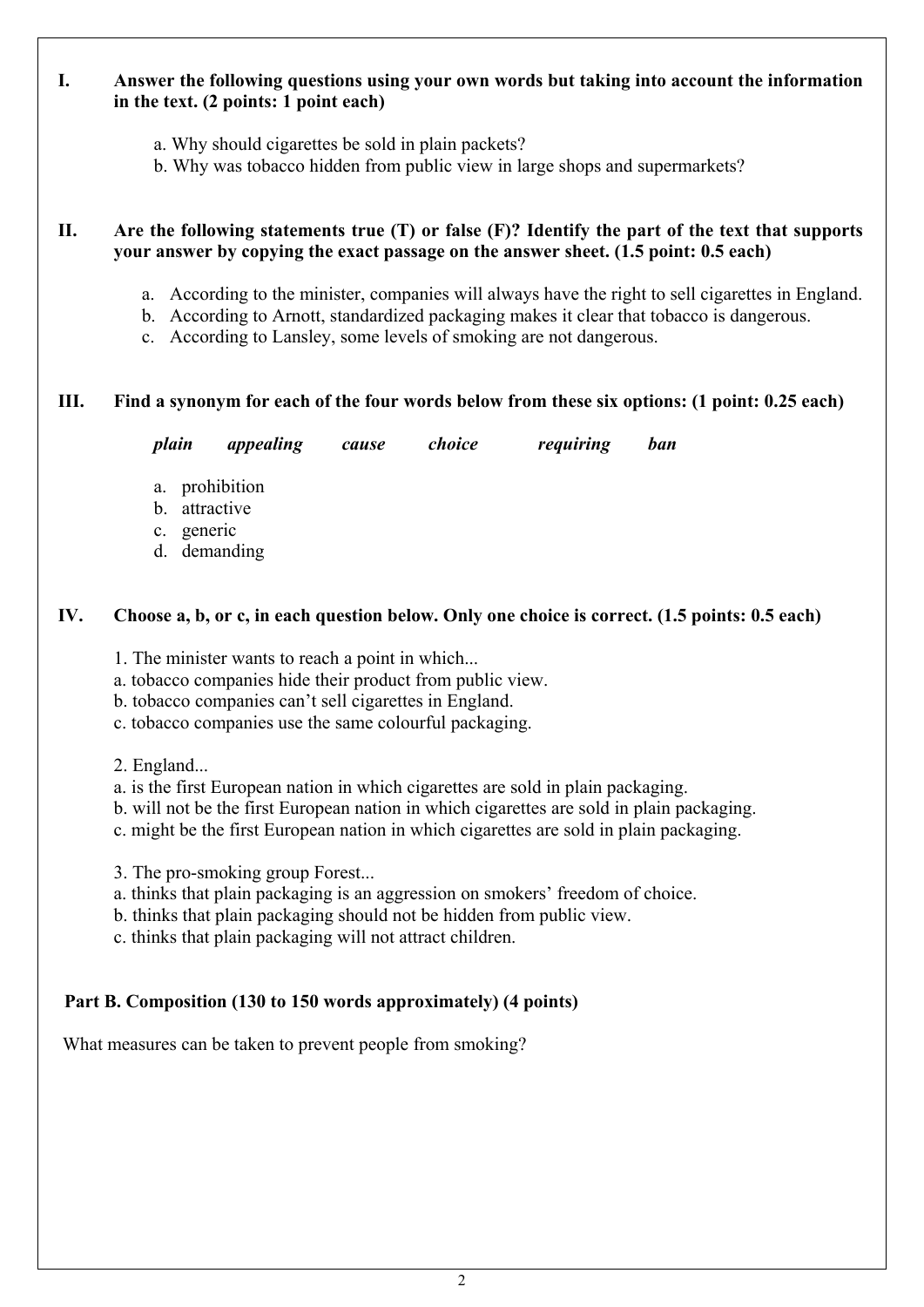**I. Answer the following questions using your own words but taking into account the information in the text. (2 points: 1 point each)**

a. Why should cigarettes be sold in plain packets?
b. Why was tobacco hidden from public view in large shops and supermarkets?

**II. Are the following statements true (T) or false (F)? Identify the part of the text that supports your answer by copying the exact passage on the answer sheet. (1.5 point: 0.5 each)**

a. According to the minister, companies will always have the right to sell cigarettes in England.
b. According to Arnott, standardized packaging makes it clear that tobacco is dangerous.
c. According to Lansley, some levels of smoking are not dangerous.

**III. Find a synonym for each of the four words below from these six options: (1 point: 0.25 each)**

***plain*** ***appealing*** ***cause*** ***choice*** ***requiring*** ***ban***

a. prohibition
b. attractive
c. generic
d. demanding

**IV. Choose a, b, or c, in each question below. Only one choice is correct. (1.5 points: 0.5 each)**

1. The minister wants to reach a point in which...
a. tobacco companies hide their product from public view.
b. tobacco companies can't sell cigarettes in England.
c. tobacco companies use the same colourful packaging.

2. England...
a. is the first European nation in which cigarettes are sold in plain packaging.
b. will not be the first European nation in which cigarettes are sold in plain packaging.
c. might be the first European nation in which cigarettes are sold in plain packaging.

3. The pro-smoking group Forest...
a. thinks that plain packaging is an aggression on smokers' freedom of choice.
b. thinks that plain packaging should not be hidden from public view.
c. thinks that plain packaging will not attract children.

**Part B. Composition (130 to 150 words approximately) (4 points)**

What measures can be taken to prevent people from smoking?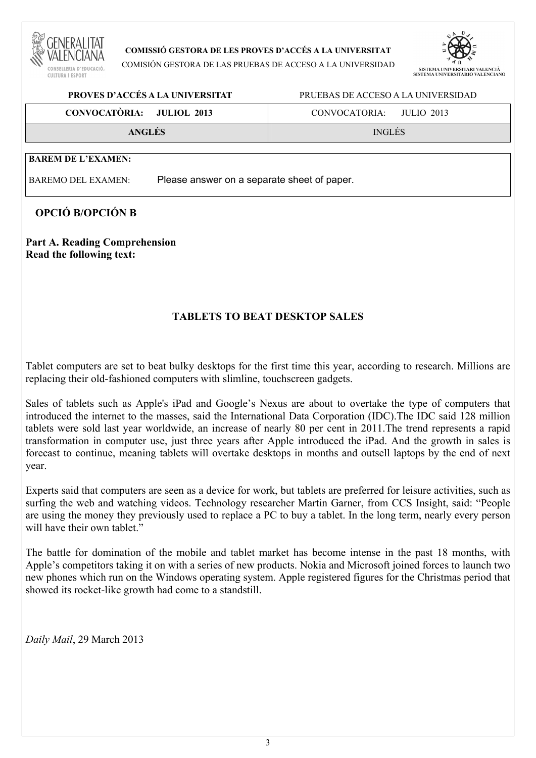**COMISSIÓ GESTORA DE LES PROVES D'ACCÉS A LA UNIVERSITAT**

COMISIÓN GESTORA DE LAS PRUEBAS DE ACCESO A LA UNIVERSIDAD

| PROVES D'ACCÉS A LA UNIVERSITAT | PRUEBAS DE ACCESO A LA UNIVERSIDAD |
|---|---|
| **CONVOCATÒRIA: JULIOL 2013** | CONVOCATORIA: JULIO 2013 |
| **ANGLÉS** | INGLÉS |

**BAREM DE L'EXAMEN:**

BAREMO DEL EXAMEN: Please answer on a separate sheet of paper.

## OPCIÓ B/OPCIÓN B

**Part A. Reading Comprehension**
**Read the following text:**

### TABLETS TO BEAT DESKTOP SALES

Tablet computers are set to beat bulky desktops for the first time this year, according to research. Millions are replacing their old-fashioned computers with slimline, touchscreen gadgets.

Sales of tablets such as Apple's iPad and Google's Nexus are about to overtake the type of computers that introduced the internet to the masses, said the International Data Corporation (IDC).The IDC said 128 million tablets were sold last year worldwide, an increase of nearly 80 per cent in 2011.The trend represents a rapid transformation in computer use, just three years after Apple introduced the iPad. And the growth in sales is forecast to continue, meaning tablets will overtake desktops in months and outsell laptops by the end of next year.

Experts said that computers are seen as a device for work, but tablets are preferred for leisure activities, such as surfing the web and watching videos. Technology researcher Martin Garner, from CCS Insight, said: "People are using the money they previously used to replace a PC to buy a tablet. In the long term, nearly every person will have their own tablet."

The battle for domination of the mobile and tablet market has become intense in the past 18 months, with Apple's competitors taking it on with a series of new products. Nokia and Microsoft joined forces to launch two new phones which run on the Windows operating system. Apple registered figures for the Christmas period that showed its rocket-like growth had come to a standstill.

*Daily Mail*, 29 March 2013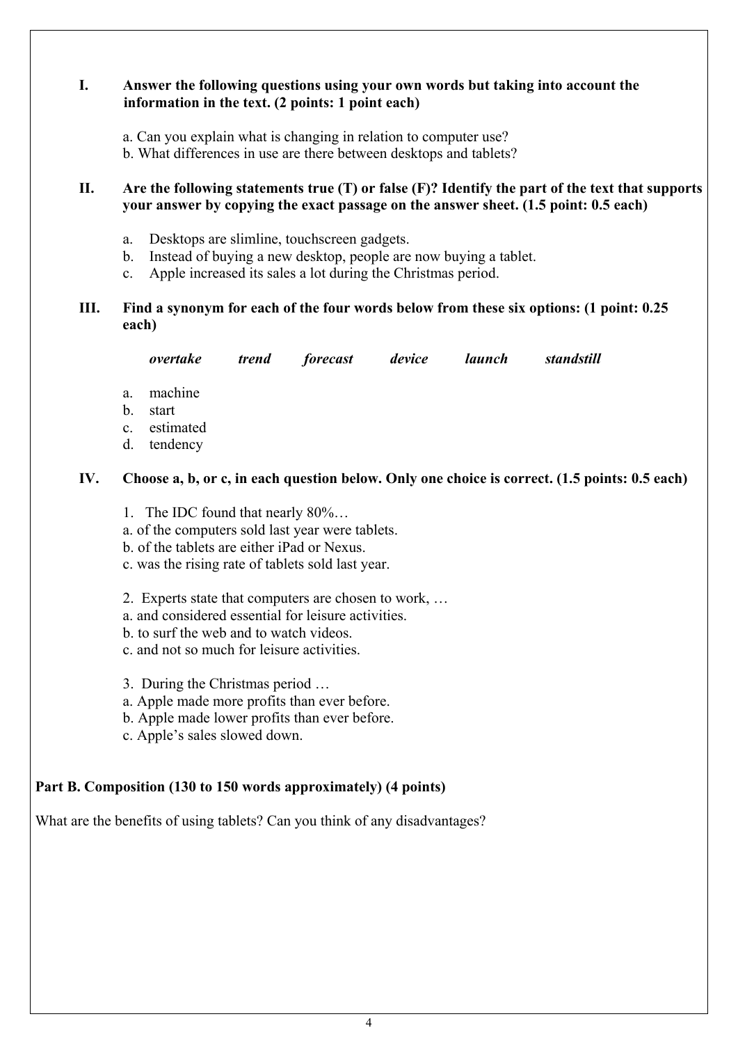**I. Answer the following questions using your own words but taking into account the information in the text. (2 points: 1 point each)**

a. Can you explain what is changing in relation to computer use?
b. What differences in use are there between desktops and tablets?

**II. Are the following statements true (T) or false (F)? Identify the part of the text that supports your answer by copying the exact passage on the answer sheet. (1.5 point: 0.5 each)**

a. Desktops are slimline, touchscreen gadgets.
b. Instead of buying a new desktop, people are now buying a tablet.
c. Apple increased its sales a lot during the Christmas period.

**III. Find a synonym for each of the four words below from these six options: (1 point: 0.25 each)**

***overtake*** ***trend*** ***forecast*** ***device*** ***launch*** ***standstill***

a. machine
b. start
c. estimated
d. tendency

**IV. Choose a, b, or c, in each question below. Only one choice is correct. (1.5 points: 0.5 each)**

1. The IDC found that nearly 80%…
a. of the computers sold last year were tablets.
b. of the tablets are either iPad or Nexus.
c. was the rising rate of tablets sold last year.

2. Experts state that computers are chosen to work, …
a. and considered essential for leisure activities.
b. to surf the web and to watch videos.
c. and not so much for leisure activities.

3. During the Christmas period …
a. Apple made more profits than ever before.
b. Apple made lower profits than ever before.
c. Apple's sales slowed down.

## Part B. Composition (130 to 150 words approximately) (4 points)

What are the benefits of using tablets? Can you think of any disadvantages?